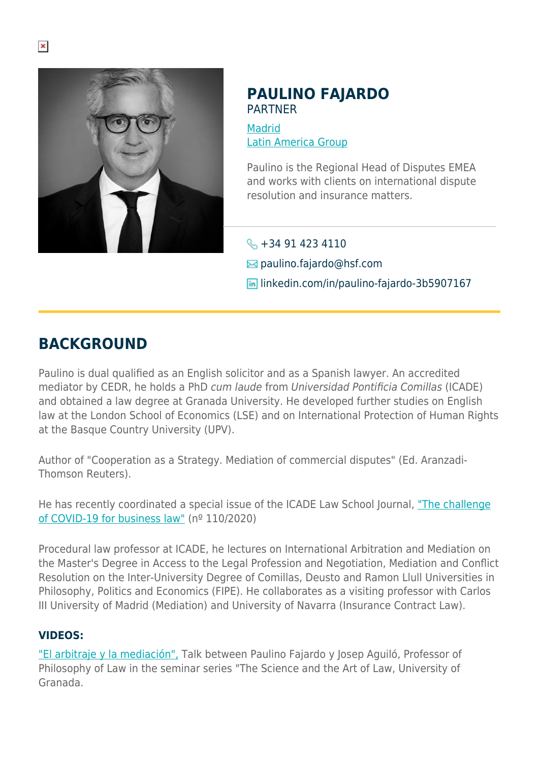# PAULINO FAJARDO

PARTNER

[Madrid](#)
[Latin America Group](#)

Paulino is the Regional Head of Disputes EMEA and works with clients on international dispute resolution and insurance matters.

+34 91 423 4110
paulino.fajardo@hsf.com
linkedin.com/in/paulino-fajardo-3b5907167

## BACKGROUND

Paulino is dual qualified as an English solicitor and as a Spanish lawyer. An accredited mediator by CEDR, he holds a PhD *cum laude* from *Universidad Pontificia Comillas* (ICADE) and obtained a law degree at Granada University. He developed further studies on English law at the London School of Economics (LSE) and on International Protection of Human Rights at the Basque Country University (UPV).

Author of "Cooperation as a Strategy. Mediation of commercial disputes" (Ed. Aranzadi-Thomson Reuters).

He has recently coordinated a special issue of the ICADE Law School Journal, ["The challenge of COVID-19 for business law"](#) (nº 110/2020)

Procedural law professor at ICADE, he lectures on International Arbitration and Mediation on the Master's Degree in Access to the Legal Profession and Negotiation, Mediation and Conflict Resolution on the Inter-University Degree of Comillas, Deusto and Ramon Llull Universities in Philosophy, Politics and Economics (FIPE). He collaborates as a visiting professor with Carlos III University of Madrid (Mediation) and University of Navarra (Insurance Contract Law).

### VIDEOS:

["El arbitraje y la mediación",](#) Talk between Paulino Fajardo y Josep Aguiló, Professor of Philosophy of Law in the seminar series "The Science and the Art of Law, University of Granada.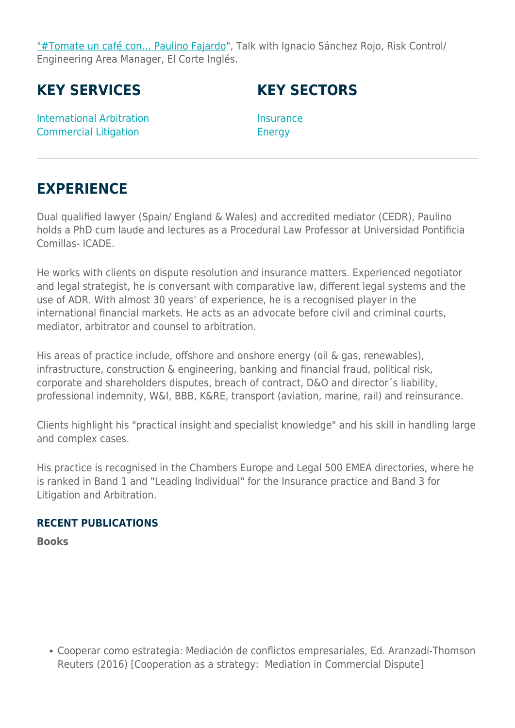"#Tomate un café con... Paulino Fajardo", Talk with Ignacio Sánchez Rojo, Risk Control/ Engineering Area Manager, El Corte Inglés.

## KEY SERVICES

International Arbitration
Commercial Litigation

## KEY SECTORS

Insurance
Energy

---

## EXPERIENCE

Dual qualified lawyer (Spain/ England & Wales) and accredited mediator (CEDR), Paulino holds a PhD cum laude and lectures as a Procedural Law Professor at Universidad Pontificia Comillas- ICADE.

He works with clients on dispute resolution and insurance matters. Experienced negotiator and legal strategist, he is conversant with comparative law, different legal systems and the use of ADR. With almost 30 years' of experience, he is a recognised player in the international financial markets. He acts as an advocate before civil and criminal courts, mediator, arbitrator and counsel to arbitration.

His areas of practice include, offshore and onshore energy (oil & gas, renewables), infrastructure, construction & engineering, banking and financial fraud, political risk, corporate and shareholders disputes, breach of contract, D&O and director´s liability, professional indemnity, W&I, BBB, K&RE, transport (aviation, marine, rail) and reinsurance.

Clients highlight his "practical insight and specialist knowledge" and his skill in handling large and complex cases.

His practice is recognised in the Chambers Europe and Legal 500 EMEA directories, where he is ranked in Band 1 and "Leading Individual" for the Insurance practice and Band 3 for Litigation and Arbitration.

### RECENT PUBLICATIONS

**Books**

- Cooperar como estrategia: Mediación de conflictos empresariales, Ed. Aranzadi-Thomson Reuters (2016) [Cooperation as a strategy:  Mediation in Commercial Dispute]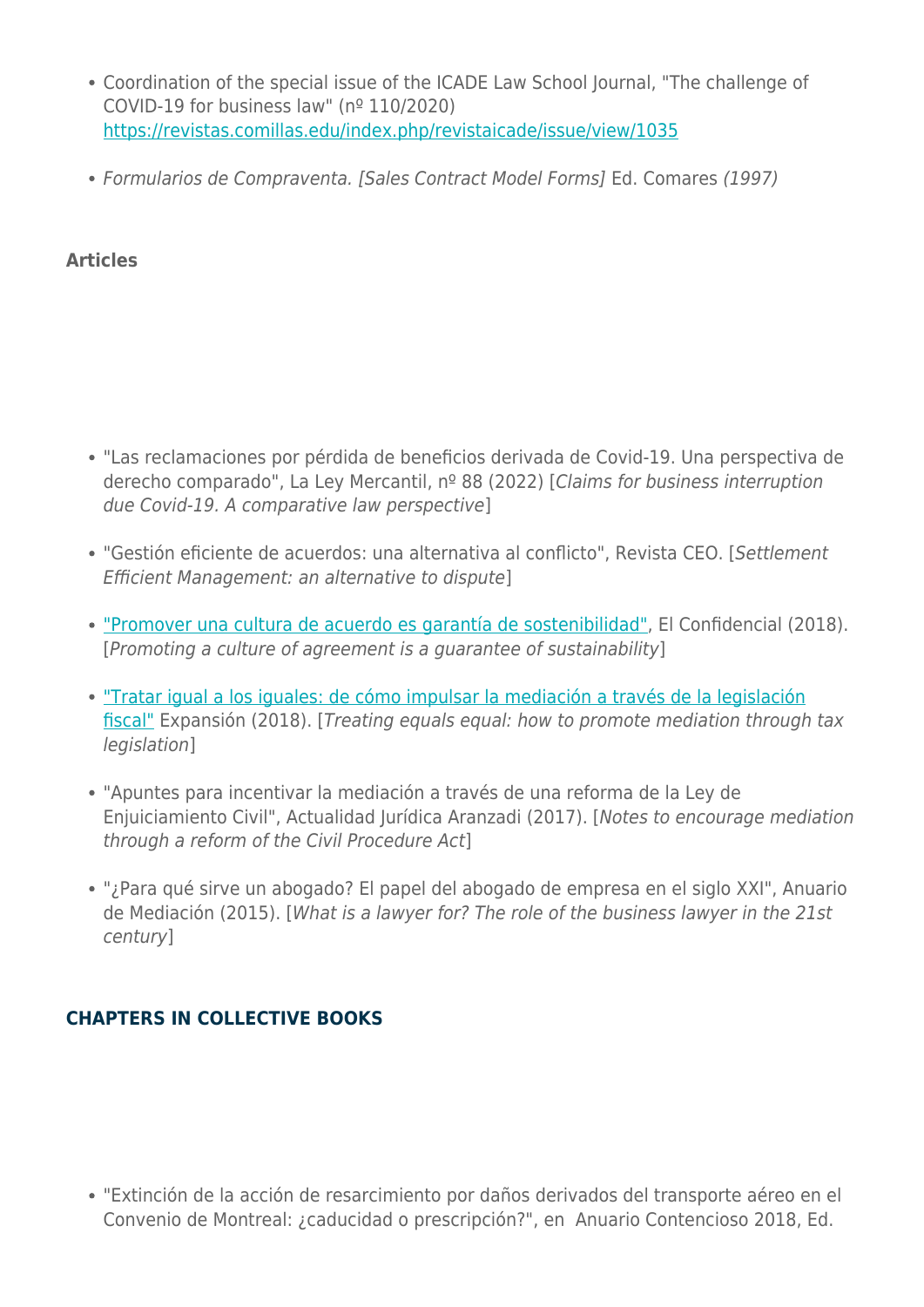- Coordination of the special issue of the ICADE Law School Journal, "The challenge of COVID-19 for business law" (nº 110/2020) https://revistas.comillas.edu/index.php/revistaicade/issue/view/1035

- *Formularios de Compraventa. [Sales Contract Model Forms]* Ed. Comares *(1997)*

**Articles**

- "Las reclamaciones por pérdida de beneficios derivada de Covid-19. Una perspectiva de derecho comparado", La Ley Mercantil, nº 88 (2022) [*Claims for business interruption due Covid-19. A comparative law perspective*]

- "Gestión eficiente de acuerdos: una alternativa al conflicto", Revista CEO. [*Settlement Efficient Management: an alternative to dispute*]

- "Promover una cultura de acuerdo es garantía de sostenibilidad", El Confidencial (2018). [*Promoting a culture of agreement is a guarantee of sustainability*]

- "Tratar igual a los iguales: de cómo impulsar la mediación a través de la legislación fiscal" Expansión (2018). [*Treating equals equal: how to promote mediation through tax legislation*]

- "Apuntes para incentivar la mediación a través de una reforma de la Ley de Enjuiciamiento Civil", Actualidad Jurídica Aranzadi (2017). [*Notes to encourage mediation through a reform of the Civil Procedure Act*]

- "¿Para qué sirve un abogado? El papel del abogado de empresa en el siglo XXI", Anuario de Mediación (2015). [*What is a lawyer for? The role of the business lawyer in the 21st century*]

**CHAPTERS IN COLLECTIVE BOOKS**

- "Extinción de la acción de resarcimiento por daños derivados del transporte aéreo en el Convenio de Montreal: ¿caducidad o prescripción?", en Anuario Contencioso 2018, Ed.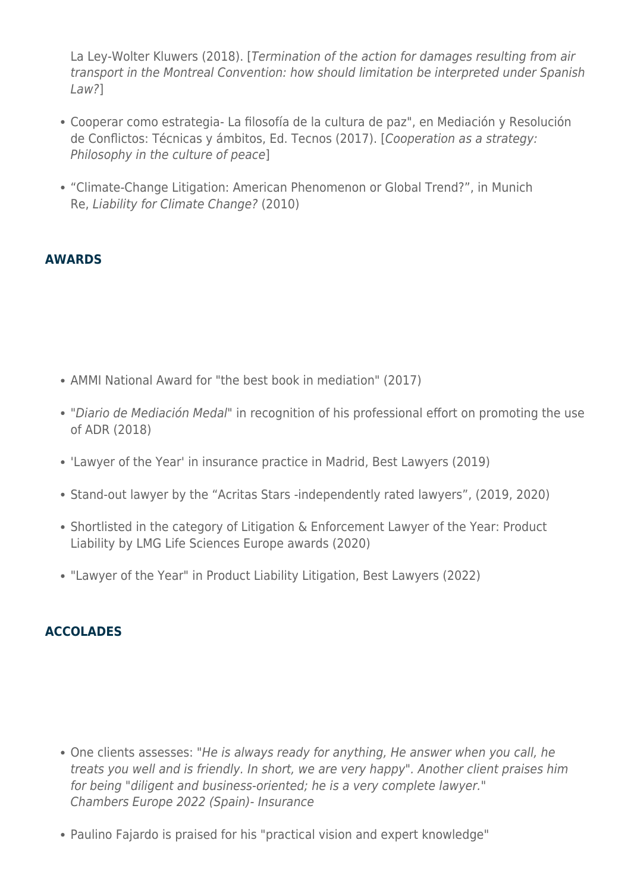La Ley-Wolter Kluwers (2018). [*Termination of the action for damages resulting from air transport in the Montreal Convention: how should limitation be interpreted under Spanish Law?*]

- Cooperar como estrategia- La filosofía de la cultura de paz", en Mediación y Resolución de Conflictos: Técnicas y ámbitos, Ed. Tecnos (2017). [*Cooperation as a strategy: Philosophy in the culture of peace*]
- "Climate-Change Litigation: American Phenomenon or Global Trend?", in Munich Re, *Liability for Climate Change?* (2010)

## AWARDS

- AMMI National Award for "the best book in mediation" (2017)
- "*Diario de Mediación Medal*" in recognition of his professional effort on promoting the use of ADR (2018)
- 'Lawyer of the Year' in insurance practice in Madrid, Best Lawyers (2019)
- Stand-out lawyer by the "Acritas Stars -independently rated lawyers", (2019, 2020)
- Shortlisted in the category of Litigation & Enforcement Lawyer of the Year: Product Liability by LMG Life Sciences Europe awards (2020)
- "Lawyer of the Year" in Product Liability Litigation, Best Lawyers (2022)

## ACCOLADES

- One clients assesses: "*He is always ready for anything, He answer when you call, he treats you well and is friendly. In short, we are very happy". Another client praises him for being "diligent and business-oriented; he is a very complete lawyer."*
  *Chambers Europe 2022 (Spain)- Insurance*
- Paulino Fajardo is praised for his "practical vision and expert knowledge"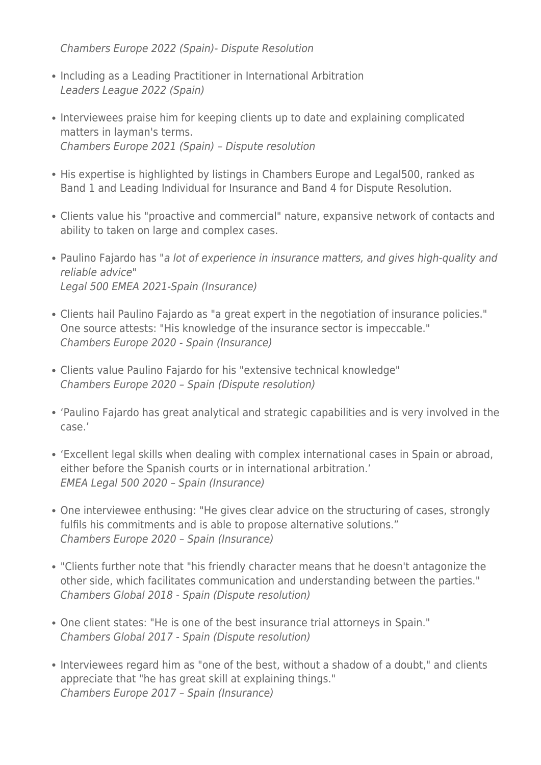*Chambers Europe 2022 (Spain)- Dispute Resolution*

- Including as a Leading Practitioner in International Arbitration
  *Leaders League 2022 (Spain)*
- Interviewees praise him for keeping clients up to date and explaining complicated matters in layman's terms.
  *Chambers Europe 2021 (Spain) – Dispute resolution*
- His expertise is highlighted by listings in Chambers Europe and Legal500, ranked as Band 1 and Leading Individual for Insurance and Band 4 for Dispute Resolution.
- Clients value his "proactive and commercial" nature, expansive network of contacts and ability to taken on large and complex cases.
- Paulino Fajardo has "*a lot of experience in insurance matters, and gives high-quality and reliable advice*"
  *Legal 500 EMEA 2021-Spain (Insurance)*
- Clients hail Paulino Fajardo as "a great expert in the negotiation of insurance policies." One source attests: "His knowledge of the insurance sector is impeccable."
  *Chambers Europe 2020 - Spain (Insurance)*
- Clients value Paulino Fajardo for his "extensive technical knowledge"
  *Chambers Europe 2020 – Spain (Dispute resolution)*
- ‘Paulino Fajardo has great analytical and strategic capabilities and is very involved in the case.’
- ‘Excellent legal skills when dealing with complex international cases in Spain or abroad, either before the Spanish courts or in international arbitration.’
  *EMEA Legal 500 2020 – Spain (Insurance)*
- One interviewee enthusing: "He gives clear advice on the structuring of cases, strongly fulfils his commitments and is able to propose alternative solutions.”
  *Chambers Europe 2020 – Spain (Insurance)*
- "Clients further note that "his friendly character means that he doesn't antagonize the other side, which facilitates communication and understanding between the parties."
  *Chambers Global 2018 - Spain (Dispute resolution)*
- One client states: "He is one of the best insurance trial attorneys in Spain."
  *Chambers Global 2017 - Spain (Dispute resolution)*
- Interviewees regard him as "one of the best, without a shadow of a doubt," and clients appreciate that "he has great skill at explaining things."
  *Chambers Europe 2017 – Spain (Insurance)*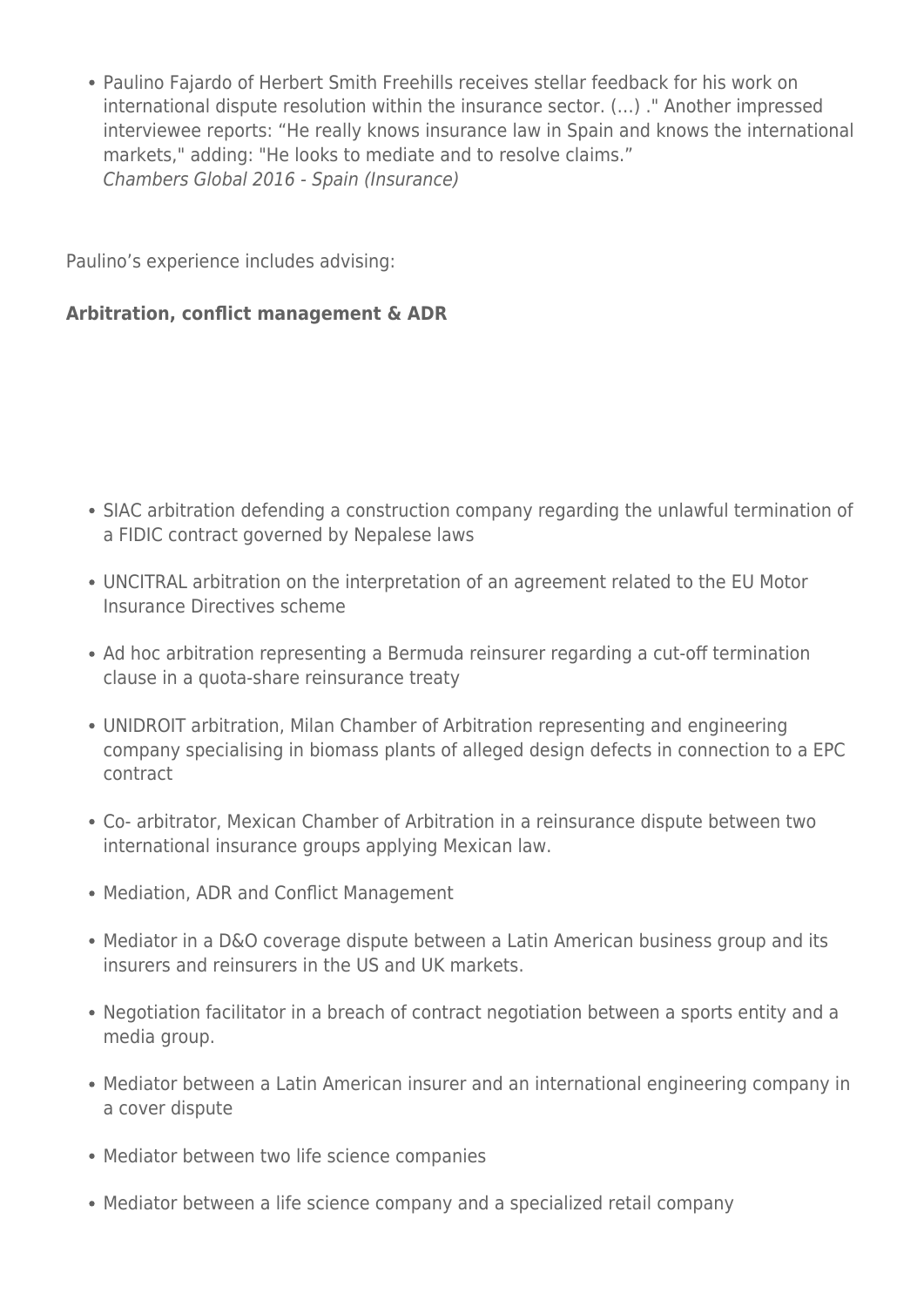- Paulino Fajardo of Herbert Smith Freehills receives stellar feedback for his work on international dispute resolution within the insurance sector. (...) ." Another impressed interviewee reports: "He really knows insurance law in Spain and knows the international markets," adding: "He looks to mediate and to resolve claims."
  *Chambers Global 2016 - Spain (Insurance)*

Paulino's experience includes advising:

**Arbitration, conflict management & ADR**

- SIAC arbitration defending a construction company regarding the unlawful termination of a FIDIC contract governed by Nepalese laws
- UNCITRAL arbitration on the interpretation of an agreement related to the EU Motor Insurance Directives scheme
- Ad hoc arbitration representing a Bermuda reinsurer regarding a cut-off termination clause in a quota-share reinsurance treaty
- UNIDROIT arbitration, Milan Chamber of Arbitration representing and engineering company specialising in biomass plants of alleged design defects in connection to a EPC contract
- Co- arbitrator, Mexican Chamber of Arbitration in a reinsurance dispute between two international insurance groups applying Mexican law.
- Mediation, ADR and Conflict Management
- Mediator in a D&O coverage dispute between a Latin American business group and its insurers and reinsurers in the US and UK markets.
- Negotiation facilitator in a breach of contract negotiation between a sports entity and a media group.
- Mediator between a Latin American insurer and an international engineering company in a cover dispute
- Mediator between two life science companies
- Mediator between a life science company and a specialized retail company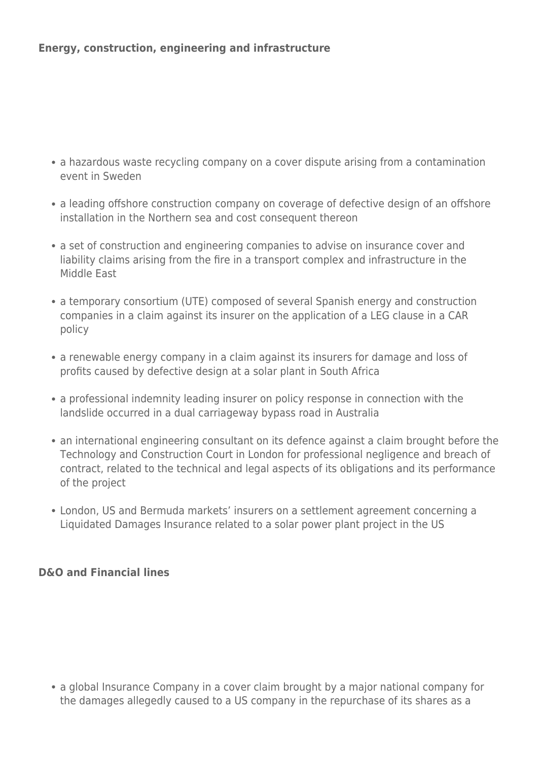**Energy, construction, engineering and infrastructure**

- a hazardous waste recycling company on a cover dispute arising from a contamination event in Sweden
- a leading offshore construction company on coverage of defective design of an offshore installation in the Northern sea and cost consequent thereon
- a set of construction and engineering companies to advise on insurance cover and liability claims arising from the fire in a transport complex and infrastructure in the Middle East
- a temporary consortium (UTE) composed of several Spanish energy and construction companies in a claim against its insurer on the application of a LEG clause in a CAR policy
- a renewable energy company in a claim against its insurers for damage and loss of profits caused by defective design at a solar plant in South Africa
- a professional indemnity leading insurer on policy response in connection with the landslide occurred in a dual carriageway bypass road in Australia
- an international engineering consultant on its defence against a claim brought before the Technology and Construction Court in London for professional negligence and breach of contract, related to the technical and legal aspects of its obligations and its performance of the project
- London, US and Bermuda markets' insurers on a settlement agreement concerning a Liquidated Damages Insurance related to a solar power plant project in the US

**D&O and Financial lines**

- a global Insurance Company in a cover claim brought by a major national company for the damages allegedly caused to a US company in the repurchase of its shares as a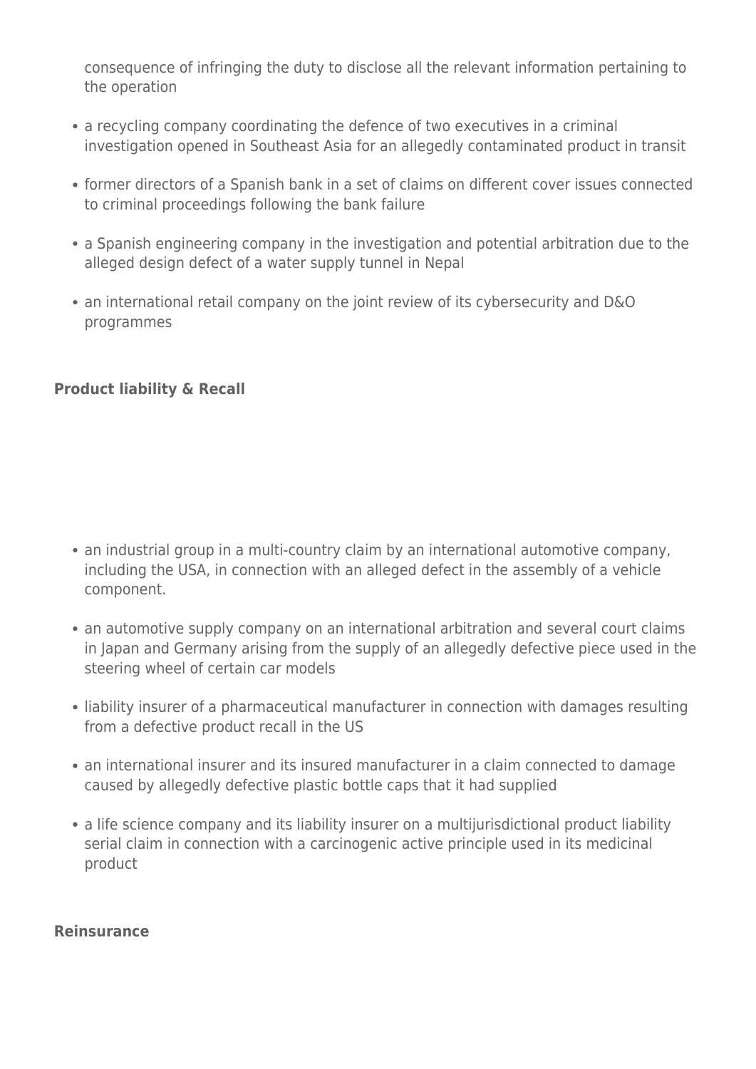consequence of infringing the duty to disclose all the relevant information pertaining to the operation

- a recycling company coordinating the defence of two executives in a criminal investigation opened in Southeast Asia for an allegedly contaminated product in transit
- former directors of a Spanish bank in a set of claims on different cover issues connected to criminal proceedings following the bank failure
- a Spanish engineering company in the investigation and potential arbitration due to the alleged design defect of a water supply tunnel in Nepal
- an international retail company on the joint review of its cybersecurity and D&O programmes

**Product liability & Recall**

- an industrial group in a multi-country claim by an international automotive company, including the USA, in connection with an alleged defect in the assembly of a vehicle component.
- an automotive supply company on an international arbitration and several court claims in Japan and Germany arising from the supply of an allegedly defective piece used in the steering wheel of certain car models
- liability insurer of a pharmaceutical manufacturer in connection with damages resulting from a defective product recall in the US
- an international insurer and its insured manufacturer in a claim connected to damage caused by allegedly defective plastic bottle caps that it had supplied
- a life science company and its liability insurer on a multijurisdictional product liability serial claim in connection with a carcinogenic active principle used in its medicinal product

**Reinsurance**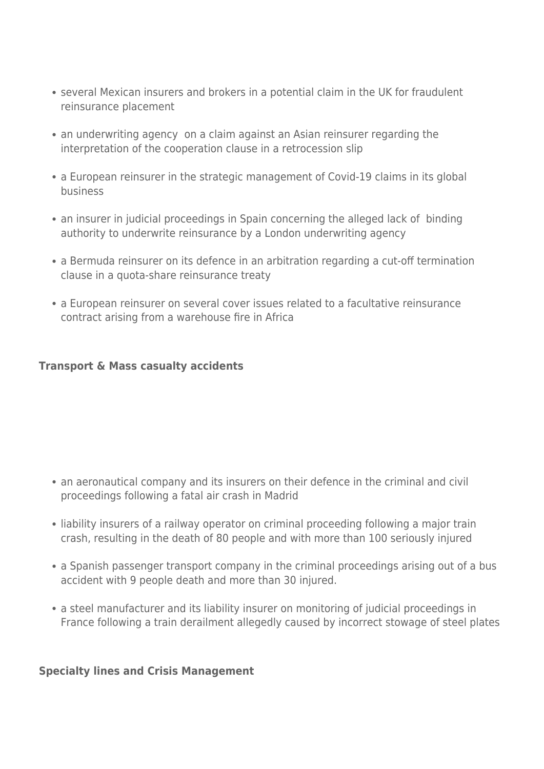- several Mexican insurers and brokers in a potential claim in the UK for fraudulent reinsurance placement
- an underwriting agency on a claim against an Asian reinsurer regarding the interpretation of the cooperation clause in a retrocession slip
- a European reinsurer in the strategic management of Covid-19 claims in its global business
- an insurer in judicial proceedings in Spain concerning the alleged lack of binding authority to underwrite reinsurance by a London underwriting agency
- a Bermuda reinsurer on its defence in an arbitration regarding a cut-off termination clause in a quota-share reinsurance treaty
- a European reinsurer on several cover issues related to a facultative reinsurance contract arising from a warehouse fire in Africa

**Transport & Mass casualty accidents**

- an aeronautical company and its insurers on their defence in the criminal and civil proceedings following a fatal air crash in Madrid
- liability insurers of a railway operator on criminal proceeding following a major train crash, resulting in the death of 80 people and with more than 100 seriously injured
- a Spanish passenger transport company in the criminal proceedings arising out of a bus accident with 9 people death and more than 30 injured.
- a steel manufacturer and its liability insurer on monitoring of judicial proceedings in France following a train derailment allegedly caused by incorrect stowage of steel plates

**Specialty lines and Crisis Management**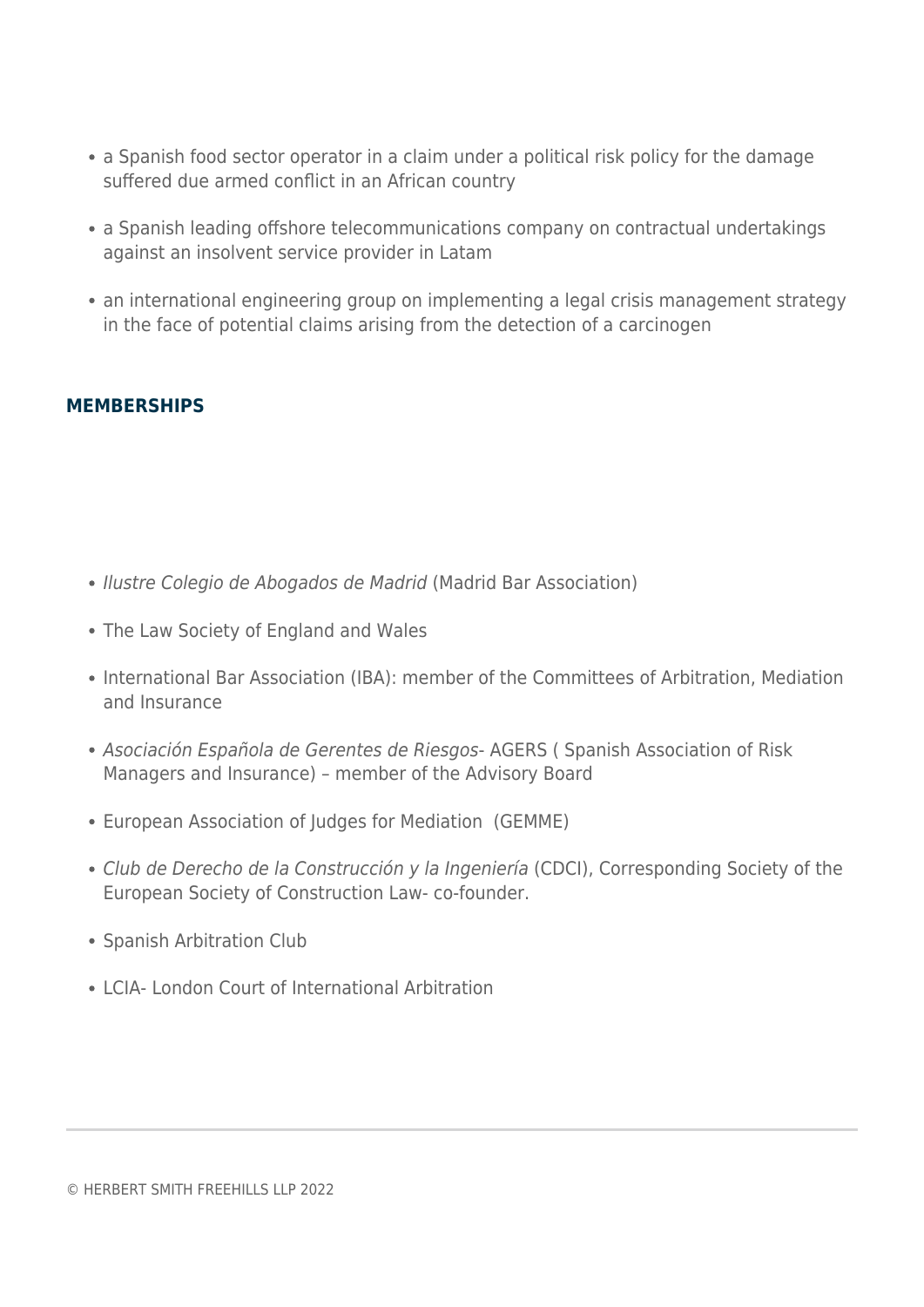- a Spanish food sector operator in a claim under a political risk policy for the damage suffered due armed conflict in an African country
- a Spanish leading offshore telecommunications company on contractual undertakings against an insolvent service provider in Latam
- an international engineering group on implementing a legal crisis management strategy in the face of potential claims arising from the detection of a carcinogen

## MEMBERSHIPS

- *Ilustre Colegio de Abogados de Madrid* (Madrid Bar Association)
- The Law Society of England and Wales
- International Bar Association (IBA): member of the Committees of Arbitration, Mediation and Insurance
- *Asociación Española de Gerentes de Riesgos*- AGERS ( Spanish Association of Risk Managers and Insurance) – member of the Advisory Board
- European Association of Judges for Mediation  (GEMME)
- *Club de Derecho de la Construcción y la Ingeniería* (CDCI), Corresponding Society of the European Society of Construction Law- co-founder.
- Spanish Arbitration Club
- LCIA- London Court of International Arbitration

© HERBERT SMITH FREEHILLS LLP 2022